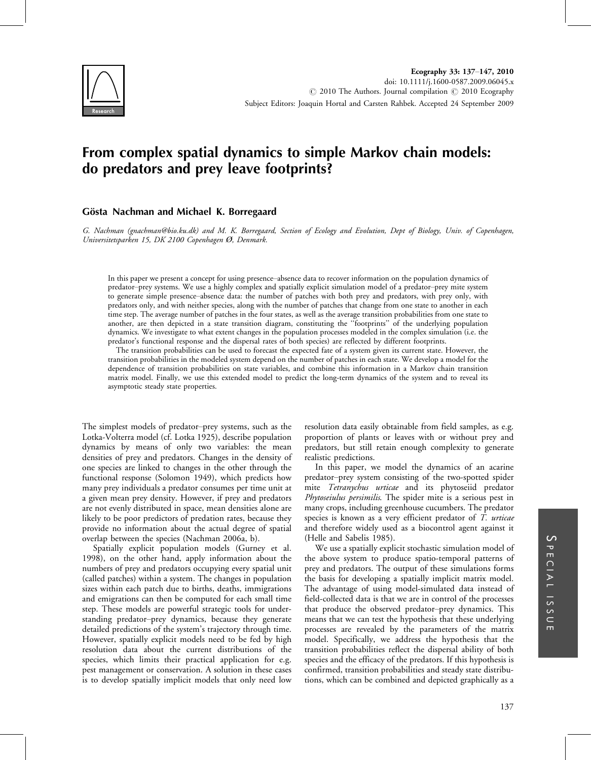Ecography 33: 137–147, 2010
doi: 10.1111/j.1600-0587.2009.06045.x
© 2010 The Authors. Journal compilation © 2010 Ecography
Subject Editors: Joaquin Hortal and Carsten Rahbek. Accepted 24 September 2009

# From complex spatial dynamics to simple Markov chain models: do predators and prey leave footprints?

**Gösta Nachman and Michael K. Borregaard**

*G. Nachman (gnachman@bio.ku.dk) and M. K. Borregaard, Section of Ecology and Evolution, Dept of Biology, Univ. of Copenhagen, Universitetsparken 15, DK 2100 Copenhagen Ø, Denmark.*

In this paper we present a concept for using presence–absence data to recover information on the population dynamics of predator–prey systems. We use a highly complex and spatially explicit simulation model of a predator–prey mite system to generate simple presence–absence data: the number of patches with both prey and predators, with prey only, with predators only, and with neither species, along with the number of patches that change from one state to another in each time step. The average number of patches in the four states, as well as the average transition probabilities from one state to another, are then depicted in a state transition diagram, constituting the "footprints" of the underlying population dynamics. We investigate to what extent changes in the population processes modeled in the complex simulation (i.e. the predator's functional response and the dispersal rates of both species) are reflected by different footprints.

The transition probabilities can be used to forecast the expected fate of a system given its current state. However, the transition probabilities in the modeled system depend on the number of patches in each state. We develop a model for the dependence of transition probabilities on state variables, and combine this information in a Markov chain transition matrix model. Finally, we use this extended model to predict the long-term dynamics of the system and to reveal its asymptotic steady state properties.

The simplest models of predator–prey systems, such as the Lotka-Volterra model (cf. Lotka 1925), describe population dynamics by means of only two variables: the mean densities of prey and predators. Changes in the density of one species are linked to changes in the other through the functional response (Solomon 1949), which predicts how many prey individuals a predator consumes per time unit at a given mean prey density. However, if prey and predators are not evenly distributed in space, mean densities alone are likely to be poor predictors of predation rates, because they provide no information about the actual degree of spatial overlap between the species (Nachman 2006a, b).

Spatially explicit population models (Gurney et al. 1998), on the other hand, apply information about the numbers of prey and predators occupying every spatial unit (called patches) within a system. The changes in population sizes within each patch due to births, deaths, immigrations and emigrations can then be computed for each small time step. These models are powerful strategic tools for understanding predator–prey dynamics, because they generate detailed predictions of the system's trajectory through time. However, spatially explicit models need to be fed by high resolution data about the current distributions of the species, which limits their practical application for e.g. pest management or conservation. A solution in these cases is to develop spatially implicit models that only need low resolution data easily obtainable from field samples, as e.g. proportion of plants or leaves with or without prey and predators, but still retain enough complexity to generate realistic predictions.

In this paper, we model the dynamics of an acarine predator–prey system consisting of the two-spotted spider mite *Tetranychus urticae* and its phytoseiid predator *Phytoseiulus persimilis*. The spider mite is a serious pest in many crops, including greenhouse cucumbers. The predator species is known as a very efficient predator of *T. urticae* and therefore widely used as a biocontrol agent against it (Helle and Sabelis 1985).

We use a spatially explicit stochastic simulation model of the above system to produce spatio-temporal patterns of prey and predators. The output of these simulations forms the basis for developing a spatially implicit matrix model. The advantage of using model-simulated data instead of field-collected data is that we are in control of the processes that produce the observed predator–prey dynamics. This means that we can test the hypothesis that these underlying processes are revealed by the parameters of the matrix model. Specifically, we address the hypothesis that the transition probabilities reflect the dispersal ability of both species and the efficacy of the predators. If this hypothesis is confirmed, transition probabilities and steady state distributions, which can be combined and depicted graphically as a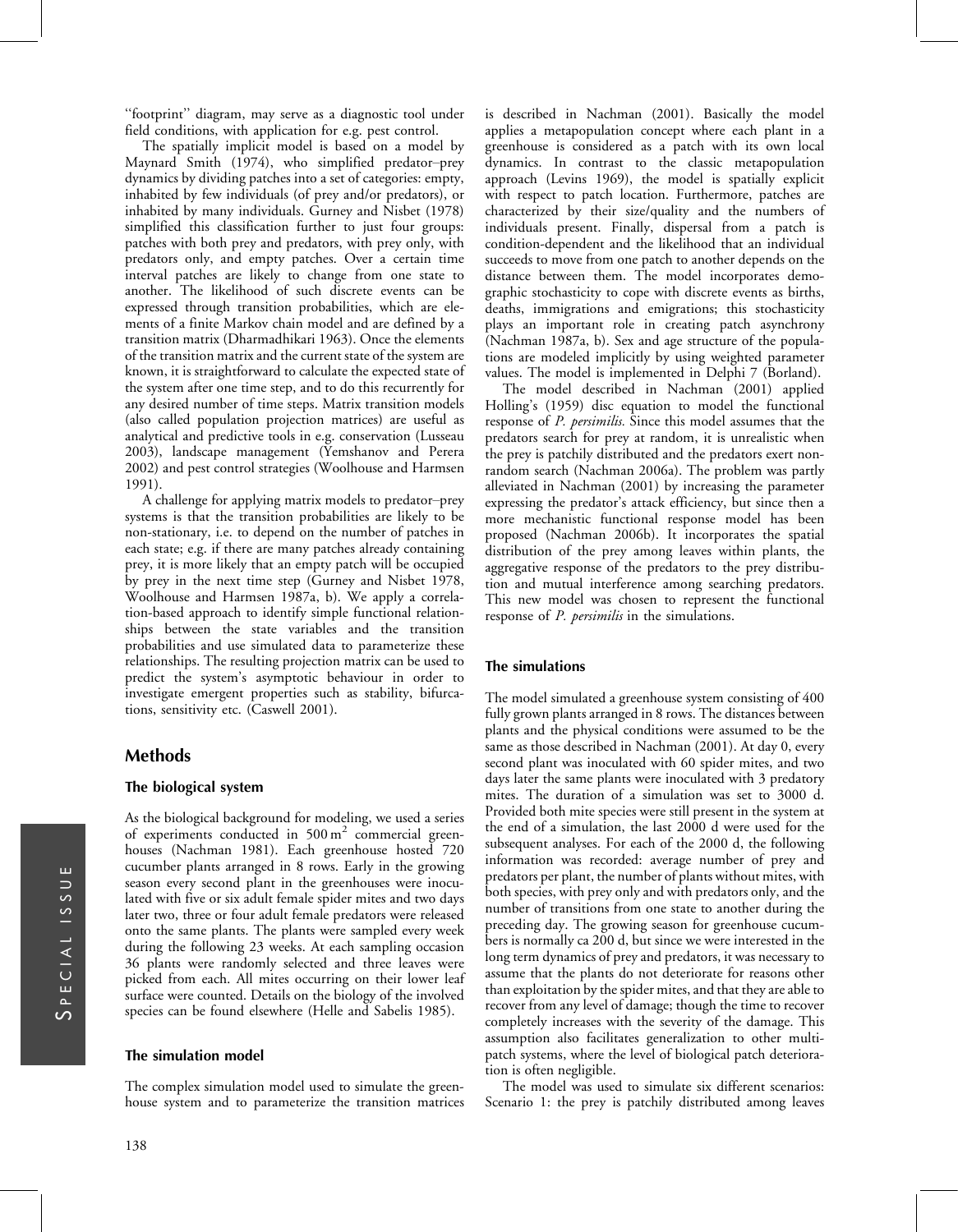"footprint" diagram, may serve as a diagnostic tool under field conditions, with application for e.g. pest control.

The spatially implicit model is based on a model by Maynard Smith (1974), who simplified predator–prey dynamics by dividing patches into a set of categories: empty, inhabited by few individuals (of prey and/or predators), or inhabited by many individuals. Gurney and Nisbet (1978) simplified this classification further to just four groups: patches with both prey and predators, with prey only, with predators only, and empty patches. Over a certain time interval patches are likely to change from one state to another. The likelihood of such discrete events can be expressed through transition probabilities, which are elements of a finite Markov chain model and are defined by a transition matrix (Dharmadhikari 1963). Once the elements of the transition matrix and the current state of the system are known, it is straightforward to calculate the expected state of the system after one time step, and to do this recurrently for any desired number of time steps. Matrix transition models (also called population projection matrices) are useful as analytical and predictive tools in e.g. conservation (Lusseau 2003), landscape management (Yemshanov and Perera 2002) and pest control strategies (Woolhouse and Harmsen 1991).

A challenge for applying matrix models to predator–prey systems is that the transition probabilities are likely to be non-stationary, i.e. to depend on the number of patches in each state; e.g. if there are many patches already containing prey, it is more likely that an empty patch will be occupied by prey in the next time step (Gurney and Nisbet 1978, Woolhouse and Harmsen 1987a, b). We apply a correlation-based approach to identify simple functional relationships between the state variables and the transition probabilities and use simulated data to parameterize these relationships. The resulting projection matrix can be used to predict the system's asymptotic behaviour in order to investigate emergent properties such as stability, bifurcations, sensitivity etc. (Caswell 2001).

## Methods

### The biological system

As the biological background for modeling, we used a series of experiments conducted in 500 $m^2$ commercial greenhouses (Nachman 1981). Each greenhouse hosted 720 cucumber plants arranged in 8 rows. Early in the growing season every second plant in the greenhouses were inoculated with five or six adult female spider mites and two days later two, three or four adult female predators were released onto the same plants. The plants were sampled every week during the following 23 weeks. At each sampling occasion 36 plants were randomly selected and three leaves were picked from each. All mites occurring on their lower leaf surface were counted. Details on the biology of the involved species can be found elsewhere (Helle and Sabelis 1985).

### The simulation model

The complex simulation model used to simulate the greenhouse system and to parameterize the transition matrices is described in Nachman (2001). Basically the model applies a metapopulation concept where each plant in a greenhouse is considered as a patch with its own local dynamics. In contrast to the classic metapopulation approach (Levins 1969), the model is spatially explicit with respect to patch location. Furthermore, patches are characterized by their size/quality and the numbers of individuals present. Finally, dispersal from a patch is condition-dependent and the likelihood that an individual succeeds to move from one patch to another depends on the distance between them. The model incorporates demographic stochasticity to cope with discrete events as births, deaths, immigrations and emigrations; this stochasticity plays an important role in creating patch asynchrony (Nachman 1987a, b). Sex and age structure of the populations are modeled implicitly by using weighted parameter values. The model is implemented in Delphi 7 (Borland).

The model described in Nachman (2001) applied Holling's (1959) disc equation to model the functional response of *P. persimilis.* Since this model assumes that the predators search for prey at random, it is unrealistic when the prey is patchily distributed and the predators exert non-random search (Nachman 2006a). The problem was partly alleviated in Nachman (2001) by increasing the parameter expressing the predator's attack efficiency, but since then a more mechanistic functional response model has been proposed (Nachman 2006b). It incorporates the spatial distribution of the prey among leaves within plants, the aggregative response of the predators to the prey distribution and mutual interference among searching predators. This new model was chosen to represent the functional response of *P. persimilis* in the simulations.

### The simulations

The model simulated a greenhouse system consisting of 400 fully grown plants arranged in 8 rows. The distances between plants and the physical conditions were assumed to be the same as those described in Nachman (2001). At day 0, every second plant was inoculated with 60 spider mites, and two days later the same plants were inoculated with 3 predatory mites. The duration of a simulation was set to 3000 d. Provided both mite species were still present in the system at the end of a simulation, the last 2000 d were used for the subsequent analyses. For each of the 2000 d, the following information was recorded: average number of prey and predators per plant, the number of plants without mites, with both species, with prey only and with predators only, and the number of transitions from one state to another during the preceding day. The growing season for greenhouse cucumbers is normally ca 200 d, but since we were interested in the long term dynamics of prey and predators, it was necessary to assume that the plants do not deteriorate for reasons other than exploitation by the spider mites, and that they are able to recover from any level of damage; though the time to recover completely increases with the severity of the damage. This assumption also facilitates generalization to other multi-patch systems, where the level of biological patch deterioration is often negligible.

The model was used to simulate six different scenarios: Scenario 1: the prey is patchily distributed among leaves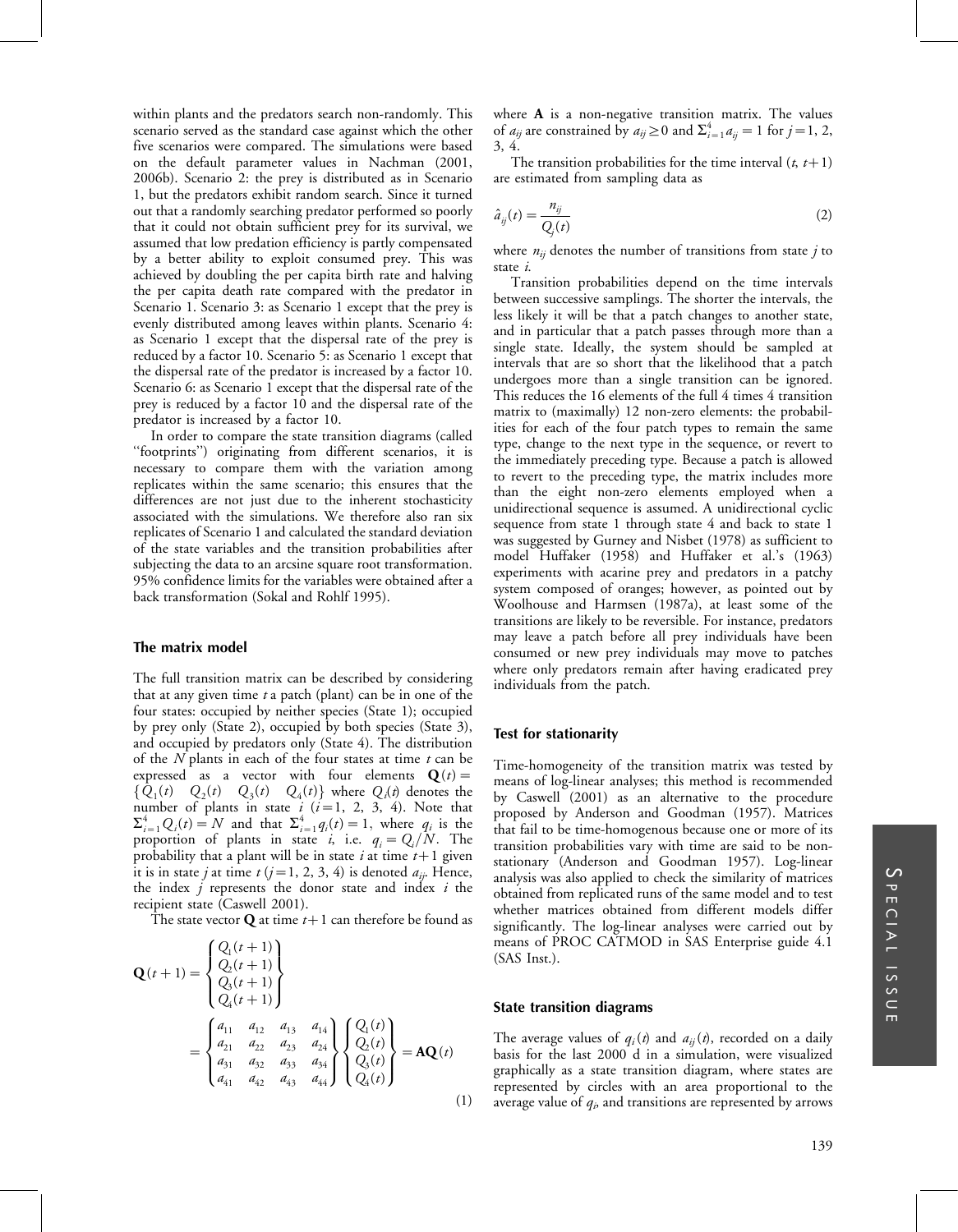within plants and the predators search non-randomly. This scenario served as the standard case against which the other five scenarios were compared. The simulations were based on the default parameter values in Nachman (2001, 2006b). Scenario 2: the prey is distributed as in Scenario 1, but the predators exhibit random search. Since it turned out that a randomly searching predator performed so poorly that it could not obtain sufficient prey for its survival, we assumed that low predation efficiency is partly compensated by a better ability to exploit consumed prey. This was achieved by doubling the per capita birth rate and halving the per capita death rate compared with the predator in Scenario 1. Scenario 3: as Scenario 1 except that the prey is evenly distributed among leaves within plants. Scenario 4: as Scenario 1 except that the dispersal rate of the prey is reduced by a factor 10. Scenario 5: as Scenario 1 except that the dispersal rate of the predator is increased by a factor 10. Scenario 6: as Scenario 1 except that the dispersal rate of the prey is reduced by a factor 10 and the dispersal rate of the predator is increased by a factor 10.

In order to compare the state transition diagrams (called "footprints") originating from different scenarios, it is necessary to compare them with the variation among replicates within the same scenario; this ensures that the differences are not just due to the inherent stochasticity associated with the simulations. We therefore also ran six replicates of Scenario 1 and calculated the standard deviation of the state variables and the transition probabilities after subjecting the data to an arcsine square root transformation. 95% confidence limits for the variables were obtained after a back transformation (Sokal and Rohlf 1995).

## The matrix model

The full transition matrix can be described by considering that at any given time $t$ a patch (plant) can be in one of the four states: occupied by neither species (State 1); occupied by prey only (State 2), occupied by both species (State 3), and occupied by predators only (State 4). The distribution of the $N$ plants in each of the four states at time $t$ can be expressed as a vector with four elements $\mathbf{Q}(t) = \{Q_1(t) \quad Q_2(t) \quad Q_3(t) \quad Q_4(t)\}$ where $Q_i(t)$ denotes the number of plants in state $i$ ($i = 1, 2, 3, 4$). Note that $\Sigma_{i=1}^{4} Q_i(t) = N$ and that $\Sigma_{i=1}^{4} q_i(t) = 1$, where $q_i$ is the proportion of plants in state $i$, i.e. $q_i = Q_i/N$. The probability that a plant will be in state $i$ at time $t+1$ given it is in state $j$ at time $t$ ($j = 1, 2, 3, 4$) is denoted $a_{ij}$. Hence, the index $j$ represents the donor state and index $i$ the recipient state (Caswell 2001).

The state vector $\mathbf{Q}$ at time $t+1$ can therefore be found as

$$\mathbf{Q}(t+1) = \begin{Bmatrix} Q_1(t+1) \\ Q_2(t+1) \\ Q_3(t+1) \\ Q_4(t+1) \end{Bmatrix} = \begin{Bmatrix} a_{11} & a_{12} & a_{13} & a_{14} \\ a_{21} & a_{22} & a_{23} & a_{24} \\ a_{31} & a_{32} & a_{33} & a_{34} \\ a_{41} & a_{42} & a_{43} & a_{44} \end{Bmatrix} \begin{Bmatrix} Q_1(t) \\ Q_2(t) \\ Q_3(t) \\ Q_4(t) \end{Bmatrix} = \mathbf{AQ}(t) \tag{1}$$

where $\mathbf{A}$ is a non-negative transition matrix. The values of $a_{ij}$ are constrained by $a_{ij} \geq 0$ and $\Sigma_{i=1}^{4} a_{ij} = 1$ for $j = 1, 2, 3, 4$.

The transition probabilities for the time interval ($t$, $t+1$) are estimated from sampling data as

$$\hat{a}_{ij}(t) = \frac{n_{ij}}{Q_j(t)} \tag{2}$$

where $n_{ij}$ denotes the number of transitions from state $j$ to state $i$.

Transition probabilities depend on the time intervals between successive samplings. The shorter the intervals, the less likely it will be that a patch changes to another state, and in particular that a patch passes through more than a single state. Ideally, the system should be sampled at intervals that are so short that the likelihood that a patch undergoes more than a single transition can be ignored. This reduces the 16 elements of the full 4 times 4 transition matrix to (maximally) 12 non-zero elements: the probabilities for each of the four patch types to remain the same type, change to the next type in the sequence, or revert to the immediately preceding type. Because a patch is allowed to revert to the preceding type, the matrix includes more than the eight non-zero elements employed when a unidirectional sequence is assumed. A unidirectional cyclic sequence from state 1 through state 4 and back to state 1 was suggested by Gurney and Nisbet (1978) as sufficient to model Huffaker (1958) and Huffaker et al.'s (1963) experiments with acarine prey and predators in a patchy system composed of oranges; however, as pointed out by Woolhouse and Harmsen (1987a), at least some of the transitions are likely to be reversible. For instance, predators may leave a patch before all prey individuals have been consumed or new prey individuals may move to patches where only predators remain after having eradicated prey individuals from the patch.

## Test for stationarity

Time-homogeneity of the transition matrix was tested by means of log-linear analyses; this method is recommended by Caswell (2001) as an alternative to the procedure proposed by Anderson and Goodman (1957). Matrices that fail to be time-homogenous because one or more of its transition probabilities vary with time are said to be non-stationary (Anderson and Goodman 1957). Log-linear analysis was also applied to check the similarity of matrices obtained from replicated runs of the same model and to test whether matrices obtained from different models differ significantly. The log-linear analyses were carried out by means of PROC CATMOD in SAS Enterprise guide 4.1 (SAS Inst.).

## State transition diagrams

The average values of $q_i(t)$ and $a_{ij}(t)$, recorded on a daily basis for the last 2000 d in a simulation, were visualized graphically as a state transition diagram, where states are represented by circles with an area proportional to the average value of $q_i$, and transitions are represented by arrows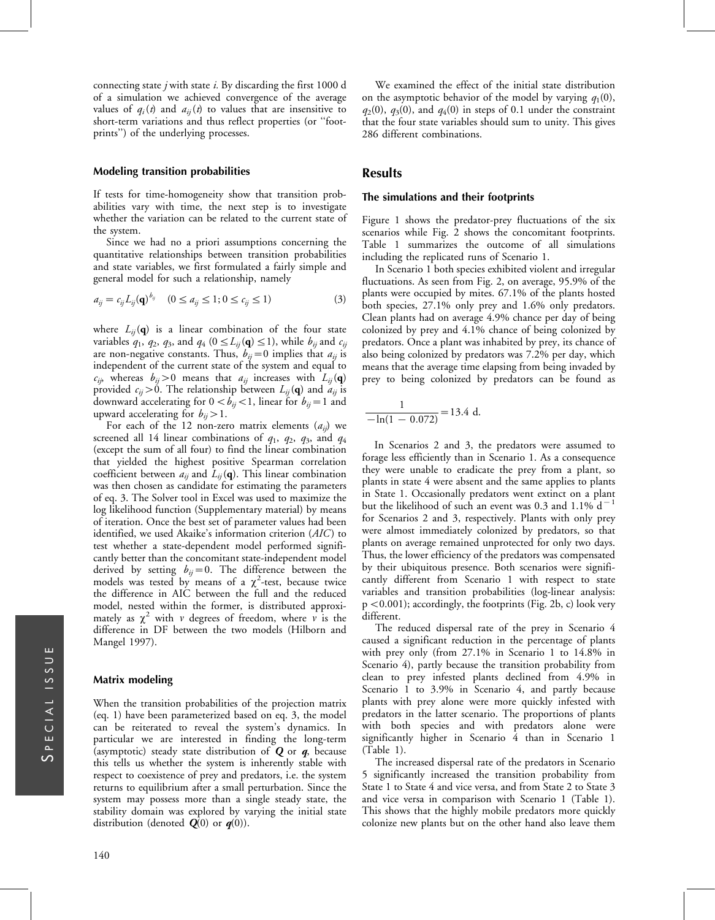connecting state $j$ with state $i$. By discarding the first 1000 d of a simulation we achieved convergence of the average values of $q_i(t)$ and $a_{ij}(t)$ to values that are insensitive to short-term variations and thus reflect properties (or ''footprints'') of the underlying processes.

### Modeling transition probabilities

If tests for time-homogeneity show that transition probabilities vary with time, the next step is to investigate whether the variation can be related to the current state of the system.

Since we had no a priori assumptions concerning the quantitative relationships between transition probabilities and state variables, we first formulated a fairly simple and general model for such a relationship, namely

$$a_{ij} = c_{ij} L_{ij}(\mathbf{q})^{b_{ij}} \quad (0 \le a_{ij} \le 1; 0 \le c_{ij} \le 1) \tag{3}$$

where $L_{ij}(\mathbf{q})$ is a linear combination of the four state variables $q_1$, $q_2$, $q_3$, and $q_4$ ($0 \le L_{ij}(\mathbf{q}) \le 1$), while $b_{ij}$ and $c_{ij}$ are non-negative constants. Thus, $b_{ij} = 0$ implies that $a_{ij}$ is independent of the current state of the system and equal to $c_{ij}$, whereas $b_{ij} > 0$ means that $a_{ij}$ increases with $L_{ij}(\mathbf{q})$ provided $c_{ij} > 0$. The relationship between $L_{ij}(\mathbf{q})$ and $a_{ij}$ is downward accelerating for $0 < b_{ij} < 1$, linear for $b_{ij} = 1$ and upward accelerating for $b_{ij} > 1$.

For each of the 12 non-zero matrix elements ($a_{ij}$) we screened all 14 linear combinations of $q_1$, $q_2$, $q_3$, and $q_4$ (except the sum of all four) to find the linear combination that yielded the highest positive Spearman correlation coefficient between $a_{ij}$ and $L_{ij}(\mathbf{q})$. This linear combination was then chosen as candidate for estimating the parameters of eq. 3. The Solver tool in Excel was used to maximize the log likelihood function (Supplementary material) by means of iteration. Once the best set of parameter values had been identified, we used Akaike's information criterion (*AIC*) to test whether a state-dependent model performed significantly better than the concomitant state-independent model derived by setting $b_{ij} = 0$. The difference between the models was tested by means of a $\chi^2$-test, because twice the difference in AIC between the full and the reduced model, nested within the former, is distributed approximately as $\chi^2$ with $v$ degrees of freedom, where $v$ is the difference in DF between the two models (Hilborn and Mangel 1997).

### Matrix modeling

When the transition probabilities of the projection matrix (eq. 1) have been parameterized based on eq. 3, the model can be reiterated to reveal the system's dynamics. In particular we are interested in finding the long-term (asymptotic) steady state distribution of $\boldsymbol{Q}$ or $\boldsymbol{q}$, because this tells us whether the system is inherently stable with respect to coexistence of prey and predators, i.e. the system returns to equilibrium after a small perturbation. Since the system may possess more than a single steady state, the stability domain was explored by varying the initial state distribution (denoted $\boldsymbol{Q}(0)$ or $\boldsymbol{q}(0)$).

We examined the effect of the initial state distribution on the asymptotic behavior of the model by varying $q_1(0)$, $q_2(0)$, $q_3(0)$, and $q_4(0)$ in steps of 0.1 under the constraint that the four state variables should sum to unity. This gives 286 different combinations.

## Results

### The simulations and their footprints

Figure 1 shows the predator-prey fluctuations of the six scenarios while Fig. 2 shows the concomitant footprints. Table 1 summarizes the outcome of all simulations including the replicated runs of Scenario 1.

In Scenario 1 both species exhibited violent and irregular fluctuations. As seen from Fig. 2, on average, 95.9% of the plants were occupied by mites. 67.1% of the plants hosted both species, 27.1% only prey and 1.6% only predators. Clean plants had on average 4.9% chance per day of being colonized by prey and 4.1% chance of being colonized by predators. Once a plant was inhabited by prey, its chance of also being colonized by predators was 7.2% per day, which means that the average time elapsing from being invaded by prey to being colonized by predators can be found as

$$\frac{1}{-\ln(1 - 0.072)} = 13.4 \text{ d.}$$

In Scenarios 2 and 3, the predators were assumed to forage less efficiently than in Scenario 1. As a consequence they were unable to eradicate the prey from a plant, so plants in state 4 were absent and the same applies to plants in State 1. Occasionally predators went extinct on a plant but the likelihood of such an event was 0.3 and 1.1% $\text{d}^{-1}$ for Scenarios 2 and 3, respectively. Plants with only prey were almost immediately colonized by predators, so that plants on average remained unprotected for only two days. Thus, the lower efficiency of the predators was compensated by their ubiquitous presence. Both scenarios were significantly different from Scenario 1 with respect to state variables and transition probabilities (log-linear analysis: $p < 0.001$); accordingly, the footprints (Fig. 2b, c) look very different.

The reduced dispersal rate of the prey in Scenario 4 caused a significant reduction in the percentage of plants with prey only (from 27.1% in Scenario 1 to 14.8% in Scenario 4), partly because the transition probability from clean to prey infested plants declined from 4.9% in Scenario 1 to 3.9% in Scenario 4, and partly because plants with prey alone were more quickly infested with predators in the latter scenario. The proportions of plants with both species and with predators alone were significantly higher in Scenario 4 than in Scenario 1 (Table 1).

The increased dispersal rate of the predators in Scenario 5 significantly increased the transition probability from State 1 to State 4 and vice versa, and from State 2 to State 3 and vice versa in comparison with Scenario 1 (Table 1). This shows that the highly mobile predators more quickly colonize new plants but on the other hand also leave them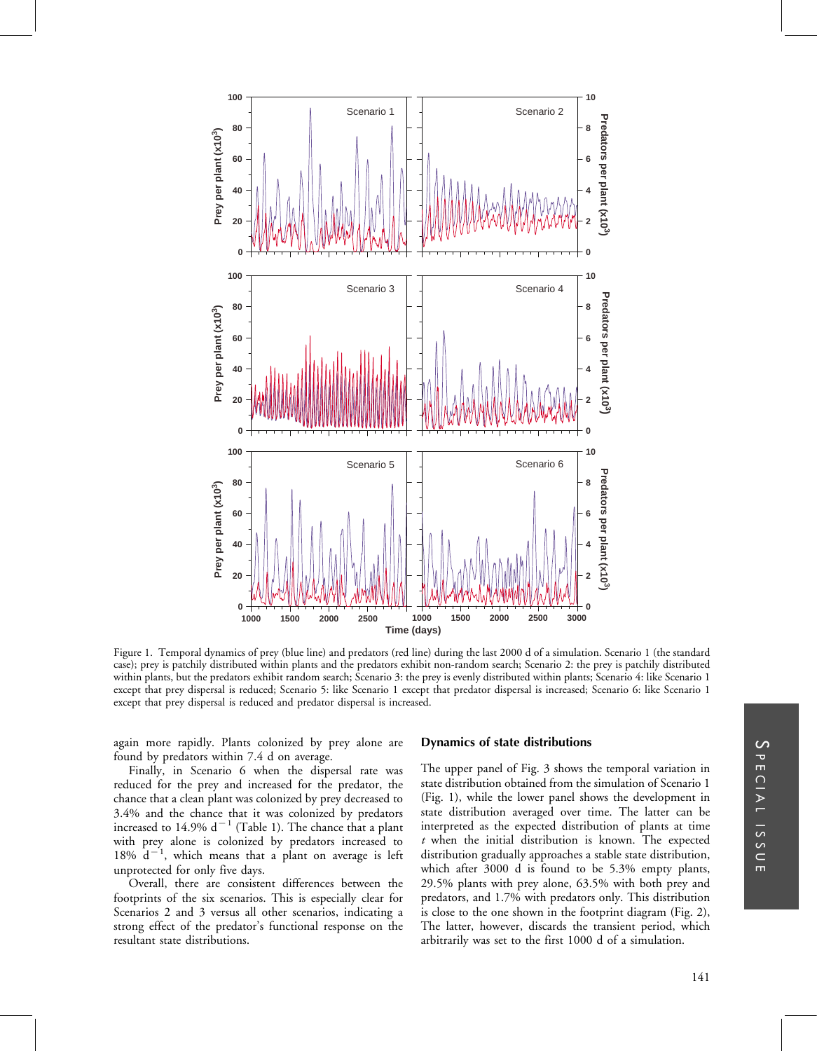Figure 1. Temporal dynamics of prey (blue line) and predators (red line) during the last 2000 d of a simulation. Scenario 1 (the standard case); prey is patchily distributed within plants and the predators exhibit non-random search; Scenario 2: the prey is patchily distributed within plants, but the predators exhibit random search; Scenario 3: the prey is evenly distributed within plants; Scenario 4: like Scenario 1 except that prey dispersal is reduced; Scenario 5: like Scenario 1 except that predator dispersal is increased; Scenario 6: like Scenario 1 except that prey dispersal is reduced and predator dispersal is increased.

again more rapidly. Plants colonized by prey alone are found by predators within 7.4 d on average.

Finally, in Scenario 6 when the dispersal rate was reduced for the prey and increased for the predator, the chance that a clean plant was colonized by prey decreased to 3.4% and the chance that it was colonized by predators increased to 14.9% $d^{-1}$ (Table 1). The chance that a plant with prey alone is colonized by predators increased to 18% $d^{-1}$, which means that a plant on average is left unprotected for only five days.

Overall, there are consistent differences between the footprints of the six scenarios. This is especially clear for Scenarios 2 and 3 versus all other scenarios, indicating a strong effect of the predator's functional response on the resultant state distributions.

## Dynamics of state distributions

The upper panel of Fig. 3 shows the temporal variation in state distribution obtained from the simulation of Scenario 1 (Fig. 1), while the lower panel shows the development in state distribution averaged over time. The latter can be interpreted as the expected distribution of plants at time *t* when the initial distribution is known. The expected distribution gradually approaches a stable state distribution, which after 3000 d is found to be 5.3% empty plants, 29.5% plants with prey alone, 63.5% with both prey and predators, and 1.7% with predators only. This distribution is close to the one shown in the footprint diagram (Fig. 2), The latter, however, discards the transient period, which arbitrarily was set to the first 1000 d of a simulation.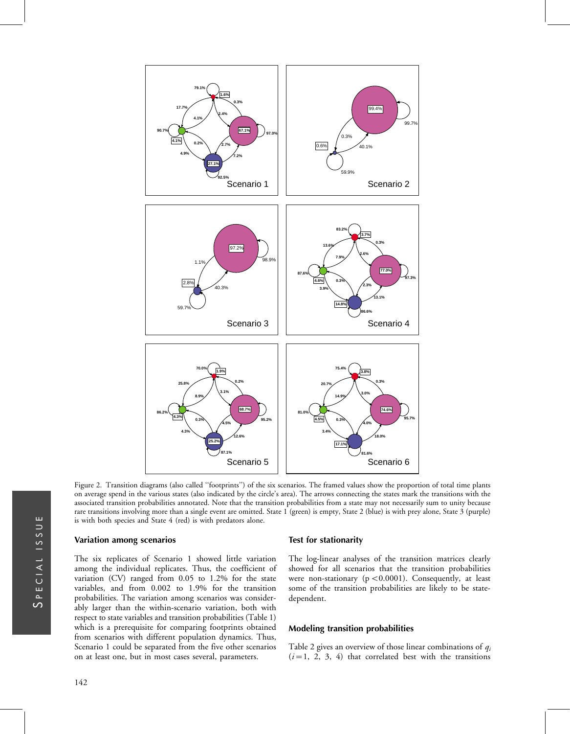Figure 2. Transition diagrams (also called "footprints") of the six scenarios. The framed values show the proportion of total time plants on average spend in the various states (also indicated by the circle's area). The arrows connecting the states mark the transitions with the associated transition probabilities annotated. Note that the transition probabilities from a state may not necessarily sum to unity because rare transitions involving more than a single event are omitted. State 1 (green) is empty, State 2 (blue) is with prey alone, State 3 (purple) is with both species and State 4 (red) is with predators alone.

### Variation among scenarios

The six replicates of Scenario 1 showed little variation among the individual replicates. Thus, the coefficient of variation (CV) ranged from 0.05 to 1.2% for the state variables, and from 0.002 to 1.9% for the transition probabilities. The variation among scenarios was considerably larger than the within-scenario variation, both with respect to state variables and transition probabilities (Table 1) which is a prerequisite for comparing footprints obtained from scenarios with different population dynamics. Thus, Scenario 1 could be separated from the five other scenarios on at least one, but in most cases several, parameters.

### Test for stationarity

The log-linear analyses of the transition matrices clearly showed for all scenarios that the transition probabilities were non-stationary ($p < 0.0001$). Consequently, at least some of the transition probabilities are likely to be state-dependent.

### Modeling transition probabilities

Table 2 gives an overview of those linear combinations of $q_i$ ($i = 1, 2, 3, 4$) that correlated best with the transitions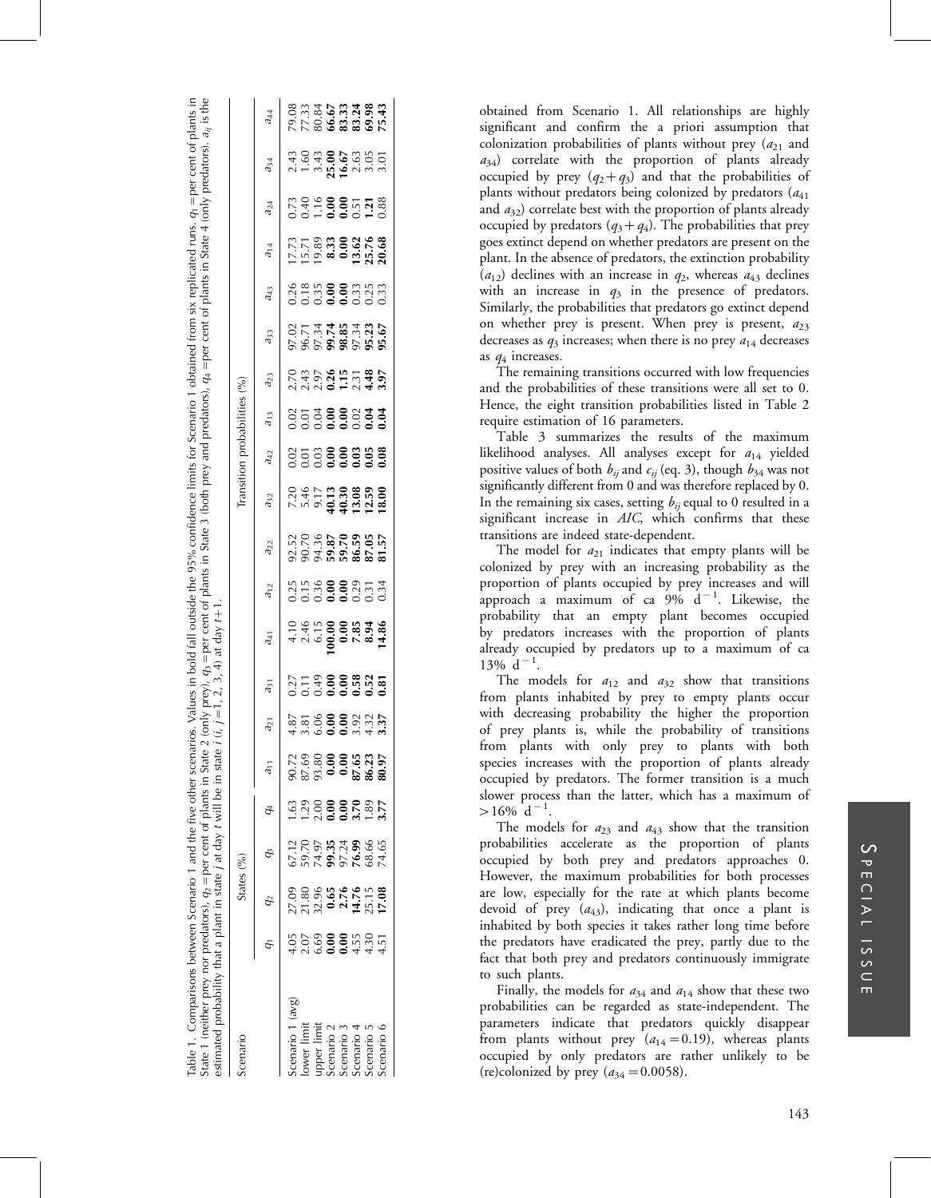Table 1. Comparisons between Scenario 1 and the five other scenarios. Values in bold fall outside the 95% confidence limits for Scenario 1 obtained from six replicated runs. $q_1$ = per cent of plants in State 1 (neither prey nor predators), $q_2$ = per cent of plants in State 2 (only prey), $q_3$ = per cent of plants in State 3 (both prey and predators), $q_4$ = per cent of plants in State 4 (only predators). $a_{ij}$ is the estimated probability that a plant in state $j$ at day $t$ will be in state $i$ ($i$, $j$ = 1, 2, 3, 4) at day $t$+1.

| Scenario | States (%) | | | | Transition probabilities (%) | | | | | | | | | | | | | | | |
|---|---|---|---|---|---|---|---|---|---|---|---|---|---|---|---|---|---|---|---|---|
| | $q_1$ | $q_2$ | $q_3$ | $q_4$ | $a_{11}$ | $a_{21}$ | $a_{31}$ | $a_{41}$ | $a_{12}$ | $a_{22}$ | $a_{32}$ | $a_{42}$ | $a_{13}$ | $a_{23}$ | $a_{33}$ | $a_{43}$ | $a_{14}$ | $a_{24}$ | $a_{34}$ | $a_{44}$ |
| Scenario 1 (avg) | 4.05 | 27.09 | 67.12 | 1.63 | 90.72 | 4.87 | 0.27 | 4.10 | 0.25 | 92.52 | 7.20 | 0.02 | 0.02 | 2.70 | 97.02 | 0.26 | 17.73 | 0.73 | 2.43 | 79.08 |
| lower limit | 2.07 | 21.80 | 59.70 | 1.29 | 87.69 | 3.81 | 0.11 | 2.46 | 0.15 | 90.70 | 5.46 | 0.01 | 0.01 | 2.43 | 96.71 | 0.18 | 15.71 | 0.40 | 1.60 | 77.33 |
| upper limit | 6.69 | 32.96 | 74.97 | 2.00 | 93.80 | 6.06 | 0.49 | 6.15 | 0.36 | 94.36 | 9.17 | 0.03 | 0.04 | 2.97 | 97.34 | 0.35 | 19.89 | 1.16 | 3.43 | 80.84 |
| Scenario 2 | **0.00** | **0.65** | **99.35** | **0.00** | **0.00** | **0.00** | **0.00** | **100.00** | **0.00** | **59.87** | **40.13** | **0.00** | **0.00** | **0.26** | **99.74** | **0.00** | **8.33** | **0.00** | **25.00** | **66.67** |
| Scenario 3 | **0.00** | **2.76** | 97.24 | **0.00** | **0.00** | **0.00** | **0.00** | **0.00** | **0.00** | **59.70** | **40.30** | **0.00** | **0.00** | **1.15** | **98.85** | **0.00** | **0.00** | **0.00** | **16.67** | **83.33** |
| Scenario 4 | 4.55 | **14.76** | **76.99** | **3.70** | 87.65 | 3.92 | **0.58** | 7.85 | 0.29 | **86.59** | **13.08** | **0.03** | 0.02 | 2.31 | 97.34 | 0.33 | 13.62 | 0.51 | 2.63 | **83.24** |
| Scenario 5 | 4.30 | 25.15 | 68.66 | 1.89 | 86.23 | 4.32 | **0.52** | **8.94** | 0.31 | **87.05** | **12.59** | **0.05** | **0.04** | **4.48** | **95.23** | 0.25 | **25.76** | **1.21** | 3.05 | **69.98** |
| Scenario 6 | 4.51 | **17.08** | 74.65 | **3.77** | **80.97** | **3.37** | **0.81** | **14.86** | 0.34 | **81.57** | **18.00** | **0.08** | **0.04** | **3.97** | **95.67** | 0.33 | **20.68** | 0.88 | 3.01 | **75.43** |

obtained from Scenario 1. All relationships are highly significant and confirm the a priori assumption that colonization probabilities of plants without prey ($a_{21}$ and $a_{34}$) correlate with the proportion of plants already occupied by prey ($q_2 + q_3$) and that the probabilities of plants without predators being colonized by predators ($a_{41}$ and $a_{32}$) correlate best with the proportion of plants already occupied by predators ($q_3 + q_4$). The probabilities that prey goes extinct depend on whether predators are present on the plant. In the absence of predators, the extinction probability ($a_{12}$) declines with an increase in $q_2$, whereas $a_{43}$ declines with an increase in $q_3$ in the presence of predators. Similarly, the probabilities that predators go extinct depend on whether prey is present. When prey is present, $a_{23}$ decreases as $q_3$ increases; when there is no prey $a_{14}$ decreases as $q_4$ increases.

The remaining transitions occurred with low frequencies and the probabilities of these transitions were all set to 0. Hence, the eight transition probabilities listed in Table 2 require estimation of 16 parameters.

Table 3 summarizes the results of the maximum likelihood analyses. All analyses except for $a_{14}$ yielded positive values of both $b_{ij}$ and $c_{ij}$ (eq. 3), though $b_{34}$ was not significantly different from 0 and was therefore replaced by 0. In the remaining six cases, setting $b_{ij}$ equal to 0 resulted in a significant increase in *AIC*, which confirms that these transitions are indeed state-dependent.

The model for $a_{21}$ indicates that empty plants will be colonized by prey with an increasing probability as the proportion of plants occupied by prey increases and will approach a maximum of ca 9% $d^{-1}$. Likewise, the probability that an empty plant becomes occupied by predators increases with the proportion of plants already occupied by predators up to a maximum of ca 13% $d^{-1}$.

The models for $a_{12}$ and $a_{32}$ show that transitions from plants inhabited by prey to empty plants occur with decreasing probability the higher the proportion of prey plants is, while the probability of transitions from plants with only prey to plants with both species increases with the proportion of plants already occupied by predators. The former transition is a much slower process than the latter, which has a maximum of >16% $d^{-1}$.

The models for $a_{23}$ and $a_{43}$ show that the transition probabilities accelerate as the proportion of plants occupied by both prey and predators approaches 0. However, the maximum probabilities for both processes are low, especially for the rate at which plants become devoid of prey ($a_{43}$), indicating that once a plant is inhabited by both species it takes rather long time before the predators have eradicated the prey, partly due to the fact that both prey and predators continuously immigrate to such plants.

Finally, the models for $a_{34}$ and $a_{14}$ show that these two probabilities can be regarded as state-independent. The parameters indicate that predators quickly disappear from plants without prey ($a_{14}$ = 0.19), whereas plants occupied by only predators are rather unlikely to be (re)colonized by prey ($a_{34}$ = 0.0058).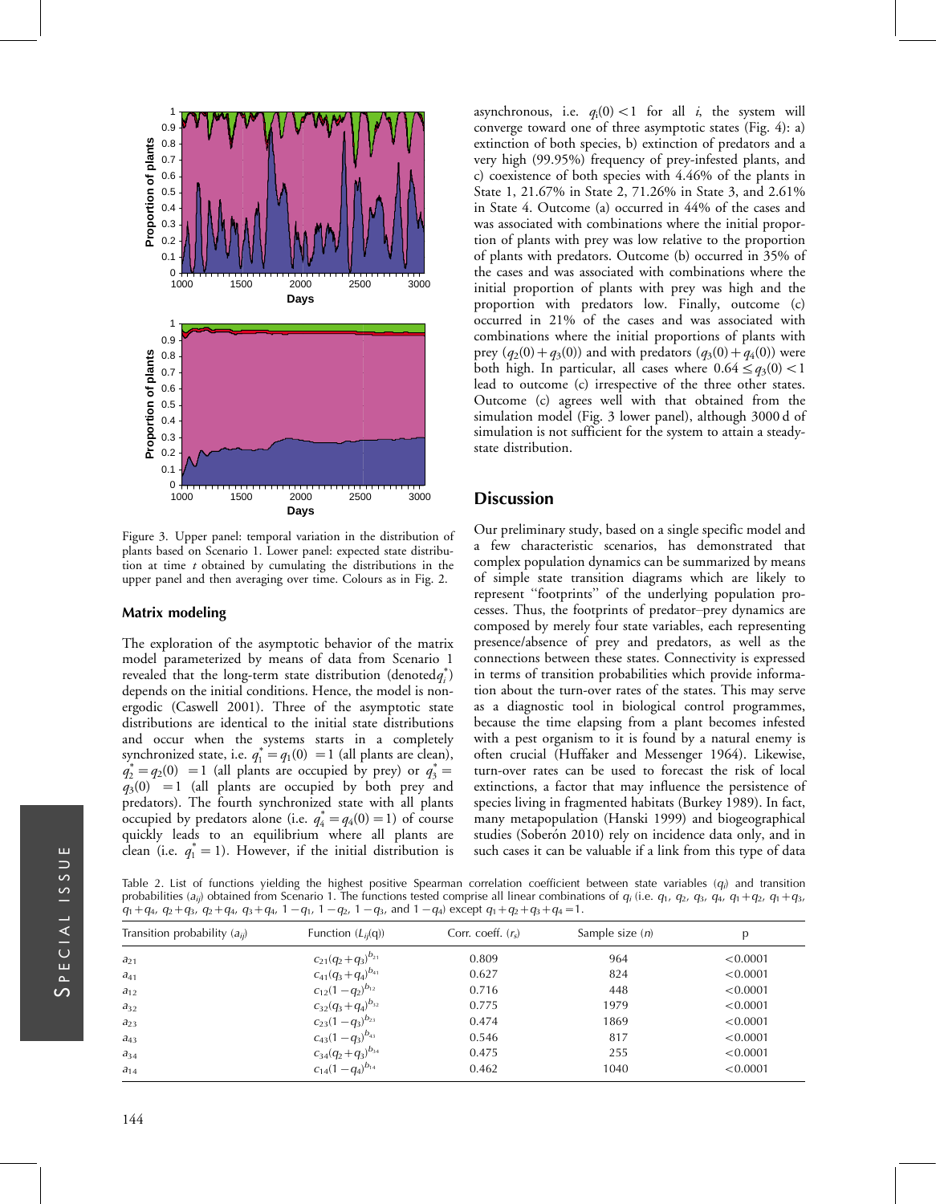Figure 3. Upper panel: temporal variation in the distribution of plants based on Scenario 1. Lower panel: expected state distribution at time $t$ obtained by cumulating the distributions in the upper panel and then averaging over time. Colours as in Fig. 2.

### Matrix modeling

The exploration of the asymptotic behavior of the matrix model parameterized by means of data from Scenario 1 revealed that the long-term state distribution (denoted $q_i^*$) depends on the initial conditions. Hence, the model is non-ergodic (Caswell 2001). Three of the asymptotic state distributions are identical to the initial state distributions and occur when the systems starts in a completely synchronized state, i.e. $q_1^* = q_1(0) = 1$ (all plants are clean), $q_2^* = q_2(0) = 1$ (all plants are occupied by prey) or $q_3^* = q_3(0) = 1$ (all plants are occupied by both prey and predators). The fourth synchronized state with all plants occupied by predators alone (i.e. $q_4^* = q_4(0) = 1$) of course quickly leads to an equilibrium where all plants are clean (i.e. $q_1^* = 1$). However, if the initial distribution is asynchronous, i.e. $q_i(0) < 1$ for all $i$, the system will converge toward one of three asymptotic states (Fig. 4): a) extinction of both species, b) extinction of predators and a very high (99.95%) frequency of prey-infested plants, and c) coexistence of both species with 4.46% of the plants in State 1, 21.67% in State 2, 71.26% in State 3, and 2.61% in State 4. Outcome (a) occurred in 44% of the cases and was associated with combinations where the initial proportion of plants with prey was low relative to the proportion of plants with predators. Outcome (b) occurred in 35% of the cases and was associated with combinations where the initial proportion of plants with prey was high and the proportion with predators low. Finally, outcome (c) occurred in 21% of the cases and was associated with combinations where the initial proportions of plants with prey ($q_2(0) + q_3(0)$) and with predators ($q_3(0) + q_4(0)$) were both high. In particular, all cases where $0.64 \leq q_3(0) < 1$ lead to outcome (c) irrespective of the three other states. Outcome (c) agrees well with that obtained from the simulation model (Fig. 3 lower panel), although 3000 d of simulation is not sufficient for the system to attain a steady-state distribution.

## Discussion

Our preliminary study, based on a single specific model and a few characteristic scenarios, has demonstrated that complex population dynamics can be summarized by means of simple state transition diagrams which are likely to represent ''footprints'' of the underlying population processes. Thus, the footprints of predator–prey dynamics are composed by merely four state variables, each representing presence/absence of prey and predators, as well as the connections between these states. Connectivity is expressed in terms of transition probabilities which provide information about the turn-over rates of the states. This may serve as a diagnostic tool in biological control programmes, because the time elapsing from a plant becomes infested with a pest organism to it is found by a natural enemy is often crucial (Huffaker and Messenger 1964). Likewise, turn-over rates can be used to forecast the risk of local extinctions, a factor that may influence the persistence of species living in fragmented habitats (Burkey 1989). In fact, many metapopulation (Hanski 1999) and biogeographical studies (Soberón 2010) rely on incidence data only, and in such cases it can be valuable if a link from this type of data

Table 2. List of functions yielding the highest positive Spearman correlation coefficient between state variables ($q_i$) and transition probabilities ($a_{ij}$) obtained from Scenario 1. The functions tested comprise all linear combinations of $q_i$ (i.e. $q_1$, $q_2$, $q_3$, $q_4$, $q_1+q_2$, $q_1+q_3$, $q_1+q_4$, $q_2+q_3$, $q_2+q_4$, $q_3+q_4$, $1-q_1$, $1-q_2$, $1-q_3$, and $1-q_4$) except $q_1+q_2+q_3+q_4=1$.

| Transition probability ($a_{ij}$) | Function ($L_{ij}(q)$) | Corr. coeff. ($r_s$) | Sample size ($n$) | p |
|---|---|---|---|---|
| $a_{21}$ | $c_{21}(q_2+q_3)^{b_{21}}$ | 0.809 | 964 | <0.0001 |
| $a_{41}$ | $c_{41}(q_3+q_4)^{b_{41}}$ | 0.627 | 824 | <0.0001 |
| $a_{12}$ | $c_{12}(1-q_2)^{b_{12}}$ | 0.716 | 448 | <0.0001 |
| $a_{32}$ | $c_{32}(q_3+q_4)^{b_{32}}$ | 0.775 | 1979 | <0.0001 |
| $a_{23}$ | $c_{23}(1-q_3)^{b_{23}}$ | 0.474 | 1869 | <0.0001 |
| $a_{43}$ | $c_{43}(1-q_3)^{b_{43}}$ | 0.546 | 817 | <0.0001 |
| $a_{34}$ | $c_{34}(q_2+q_3)^{b_{34}}$ | 0.475 | 255 | <0.0001 |
| $a_{14}$ | $c_{14}(1-q_4)^{b_{14}}$ | 0.462 | 1040 | <0.0001 |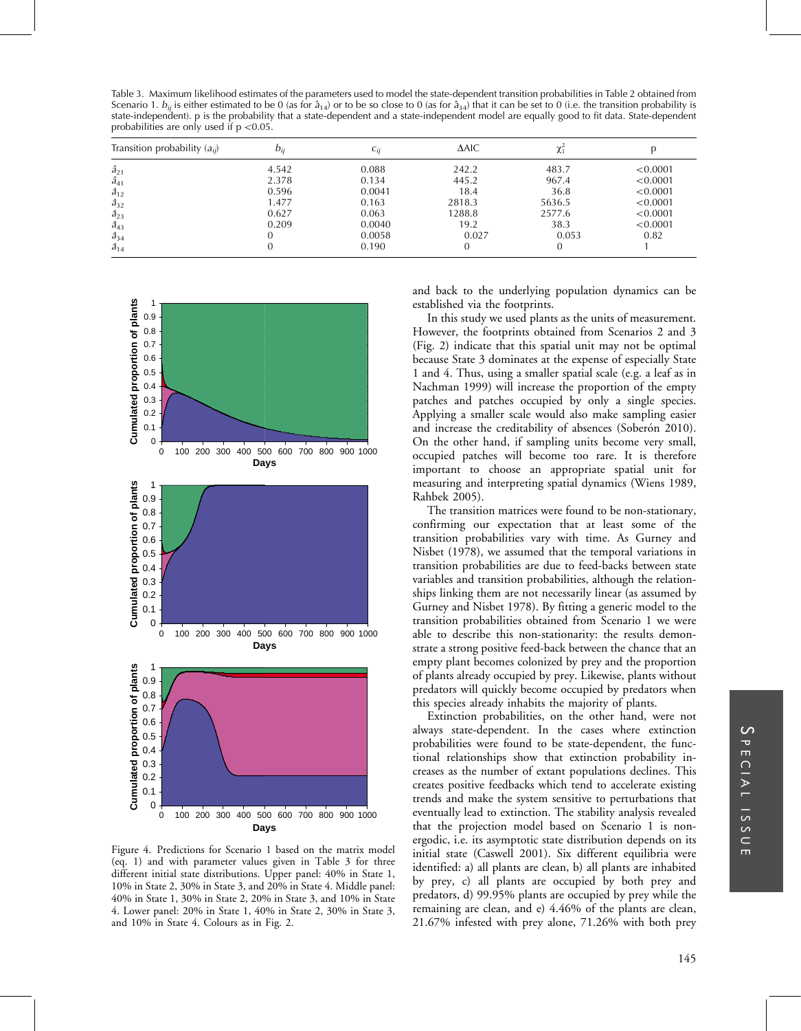Table 3. Maximum likelihood estimates of the parameters used to model the state-dependent transition probabilities in Table 2 obtained from Scenario 1. $b_{ij}$ is either estimated to be 0 (as for $\hat{a}_{14}$) or to be so close to 0 (as for $\hat{a}_{34}$) that it can be set to 0 (i.e. the transition probability is state-independent). p is the probability that a state-dependent and a state-independent model are equally good to fit data. State-dependent probabilities are only used if $p < 0.05$.

| Transition probability ($a_{ij}$) | $b_{ij}$ | $c_{ij}$ | ΔAIC | $\chi^2_1$ | p |
|---|---|---|---|---|---|
| $\hat{a}_{21}$ | 4.542 | 0.088 | 242.2 | 483.7 | <0.0001 |
| $\hat{a}_{41}$ | 2.378 | 0.134 | 445.2 | 967.4 | <0.0001 |
| $\hat{a}_{12}$ | 0.596 | 0.0041 | 18.4 | 36.8 | <0.0001 |
| $\hat{a}_{32}$ | 1.477 | 0.163 | 2818.3 | 5636.5 | <0.0001 |
| $\hat{a}_{23}$ | 0.627 | 0.063 | 1288.8 | 2577.6 | <0.0001 |
| $\hat{a}_{43}$ | 0.209 | 0.0040 | 19.2 | 38.3 | <0.0001 |
| $\hat{a}_{34}$ | 0 | 0.0058 | 0.027 | 0.053 | 0.82 |
| $\hat{a}_{14}$ | 0 | 0.190 | 0 | 0 | 1 |

Figure 4. Predictions for Scenario 1 based on the matrix model (eq. 1) and with parameter values given in Table 3 for three different initial state distributions. Upper panel: 40% in State 1, 10% in State 2, 30% in State 3, and 20% in State 4. Middle panel: 40% in State 1, 30% in State 2, 20% in State 3, and 10% in State 4. Lower panel: 20% in State 1, 40% in State 2, 30% in State 3, and 10% in State 4. Colours as in Fig. 2.

and back to the underlying population dynamics can be established via the footprints.

In this study we used plants as the units of measurement. However, the footprints obtained from Scenarios 2 and 3 (Fig. 2) indicate that this spatial unit may not be optimal because State 3 dominates at the expense of especially State 1 and 4. Thus, using a smaller spatial scale (e.g. a leaf as in Nachman 1999) will increase the proportion of the empty patches and patches occupied by only a single species. Applying a smaller scale would also make sampling easier and increase the creditability of absences (Soberón 2010). On the other hand, if sampling units become very small, occupied patches will become too rare. It is therefore important to choose an appropriate spatial unit for measuring and interpreting spatial dynamics (Wiens 1989, Rahbek 2005).

The transition matrices were found to be non-stationary, confirming our expectation that at least some of the transition probabilities vary with time. As Gurney and Nisbet (1978), we assumed that the temporal variations in transition probabilities are due to feed-backs between state variables and transition probabilities, although the relationships linking them are not necessarily linear (as assumed by Gurney and Nisbet 1978). By fitting a generic model to the transition probabilities obtained from Scenario 1 we were able to describe this non-stationarity: the results demonstrate a strong positive feed-back between the chance that an empty plant becomes colonized by prey and the proportion of plants already occupied by prey. Likewise, plants without predators will quickly become occupied by predators when this species already inhabits the majority of plants.

Extinction probabilities, on the other hand, were not always state-dependent. In the cases where extinction probabilities were found to be state-dependent, the functional relationships show that extinction probability increases as the number of extant populations declines. This creates positive feedbacks which tend to accelerate existing trends and make the system sensitive to perturbations that eventually lead to extinction. The stability analysis revealed that the projection model based on Scenario 1 is non-ergodic, i.e. its asymptotic state distribution depends on its initial state (Caswell 2001). Six different equilibria were identified: a) all plants are clean, b) all plants are inhabited by prey, c) all plants are occupied by both prey and predators, d) 99.95% plants are occupied by prey while the remaining are clean, and e) 4.46% of the plants are clean, 21.67% infested with prey alone, 71.26% with both prey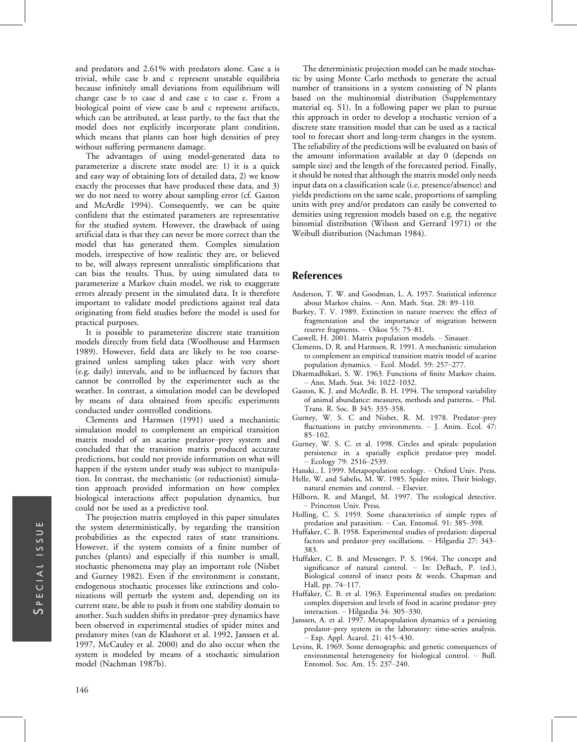and predators and 2.61% with predators alone. Case a is trivial, while case b and c represent unstable equilibria because infinitely small deviations from equilibrium will change case b to case d and case c to case e. From a biological point of view case b and c represent artifacts, which can be attributed, at least partly, to the fact that the model does not explicitly incorporate plant condition, which means that plants can host high densities of prey without suffering permanent damage.

The advantages of using model-generated data to parameterize a discrete state model are: 1) it is a quick and easy way of obtaining lots of detailed data, 2) we know exactly the processes that have produced these data, and 3) we do not need to worry about sampling error (cf. Gaston and McArdle 1994). Consequently, we can be quite confident that the estimated parameters are representative for the studied system. However, the drawback of using artificial data is that they can never be more correct than the model that has generated them. Complex simulation models, irrespective of how realistic they are, or believed to be, will always represent unrealistic simplifications that can bias the results. Thus, by using simulated data to parameterize a Markov chain model, we risk to exaggerate errors already present in the simulated data. It is therefore important to validate model predictions against real data originating from field studies before the model is used for practical purposes.

It is possible to parameterize discrete state transition models directly from field data (Woolhouse and Harmsen 1989). However, field data are likely to be too coarse-grained unless sampling takes place with very short (e.g. daily) intervals, and to be influenced by factors that cannot be controlled by the experimenter such as the weather. In contrast, a simulation model can be developed by means of data obtained from specific experiments conducted under controlled conditions.

Clements and Harmsen (1991) used a mechanistic simulation model to complement an empirical transition matrix model of an acarine predator–prey system and concluded that the transition matrix produced accurate predictions, but could not provide information on what will happen if the system under study was subject to manipulation. In contrast, the mechanistic (or reductionist) simulation approach provided information on how complex biological interactions affect population dynamics, but could not be used as a predictive tool.

The projection matrix employed in this paper simulates the system deterministically, by regarding the transition probabilities as the expected rates of state transitions. However, if the system consists of a finite number of patches (plants) and especially if this number is small, stochastic phenomena may play an important role (Nisbet and Gurney 1982). Even if the environment is constant, endogenous stochastic processes like extinctions and colonizations will perturb the system and, depending on its current state, be able to push it from one stability domain to another. Such sudden shifts in predator–prey dynamics have been observed in experimental studies of spider mites and predatory mites (van de Klashorst et al. 1992, Janssen et al. 1997, McCauley et al. 2000) and do also occur when the system is modeled by means of a stochastic simulation model (Nachman 1987b).

The deterministic projection model can be made stochastic by using Monte Carlo methods to generate the actual number of transitions in a system consisting of N plants based on the multinomial distribution (Supplementary material eq. S1). In a following paper we plan to pursue this approach in order to develop a stochastic version of a discrete state transition model that can be used as a tactical tool to forecast short and long-term changes in the system. The reliability of the predictions will be evaluated on basis of the amount information available at day 0 (depends on sample size) and the length of the forecasted period. Finally, it should be noted that although the matrix model only needs input data on a classification scale (i.e. presence/absence) and yields predictions on the same scale, proportions of sampling units with prey and/or predators can easily be converted to densities using regression models based on e.g. the negative binomial distribution (Wilson and Gerrard 1971) or the Weibull distribution (Nachman 1984).

## References

Anderson, T. W. and Goodman, L. A. 1957. Statistical inference about Markov chains. – Ann. Math. Stat. 28: 89–110.

Burkey, T. V. 1989. Extinction in nature reserves: the effect of fragmentation and the importance of migration between reserve fragments. – Oikos 55: 75–81.

Caswell, H. 2001. Matrix population models. – Sinauer.

Clements, D. R. and Harmsen, R. 1991. A mechanistic simulation to complement an empirical transition matrix model of acarine population dynamics. – Ecol. Model. 59: 257–277.

Dharmadhikari, S. W. 1963. Functions of finite Markov chains. – Ann. Math. Stat. 34: 1022–1032.

Gaston, K. J. and McArdle, B. H. 1994. The temporal variability of animal abundance: measures, methods and patterns. – Phil. Trans. R. Soc. B 345: 335–358.

Gurney, W. S. C and Nisbet, R. M. 1978. Predator–prey fluctuations in patchy environments. – J. Anim. Ecol. 47: 85–102.

Gurney, W. S. C. et al. 1998. Circles and spirals: population persistence in a spatially explicit predator–prey model. – Ecology 79: 2516–2539.

Hanski., I. 1999. Metapopulation ecology. – Oxford Univ. Press.

Helle, W. and Sabelis, M. W. 1985. Spider mites. Their biology, natural enemies and control. – Elsevier.

Hilborn, R. and Mangel, M. 1997. The ecological detective. – Princeton Univ. Press.

Holling, C. S. 1959. Some characteristics of simple types of predation and parasitism. – Can. Entomol. 91: 385–398.

Huffaker, C. B. 1958. Experimental studies of predation: dispersal factors and predator–prey oscillations. – Hilgardia 27: 343–383.

Huffaker, C. B. and Messenger, P. S. 1964. The concept and significance of natural control. – In: DeBach, P. (ed.), Biological control of insect pests & weeds. Chapman and Hall, pp. 74–117.

Huffaker, C. B. et al. 1963. Experimental studies on predation: complex dispersion and levels of food in acarine predator–prey interaction. – Hilgardia 34: 305–330.

Janssen, A. et al. 1997. Metapopulation dynamics of a persisting predator–prey system in the laboratory: time-series analysis. – Exp. Appl. Acarol. 21: 415–430.

Levins, R. 1969. Some demographic and genetic consequences of environmental heterogeneity for biological control. – Bull. Entomol. Soc. Am. 15: 237–240.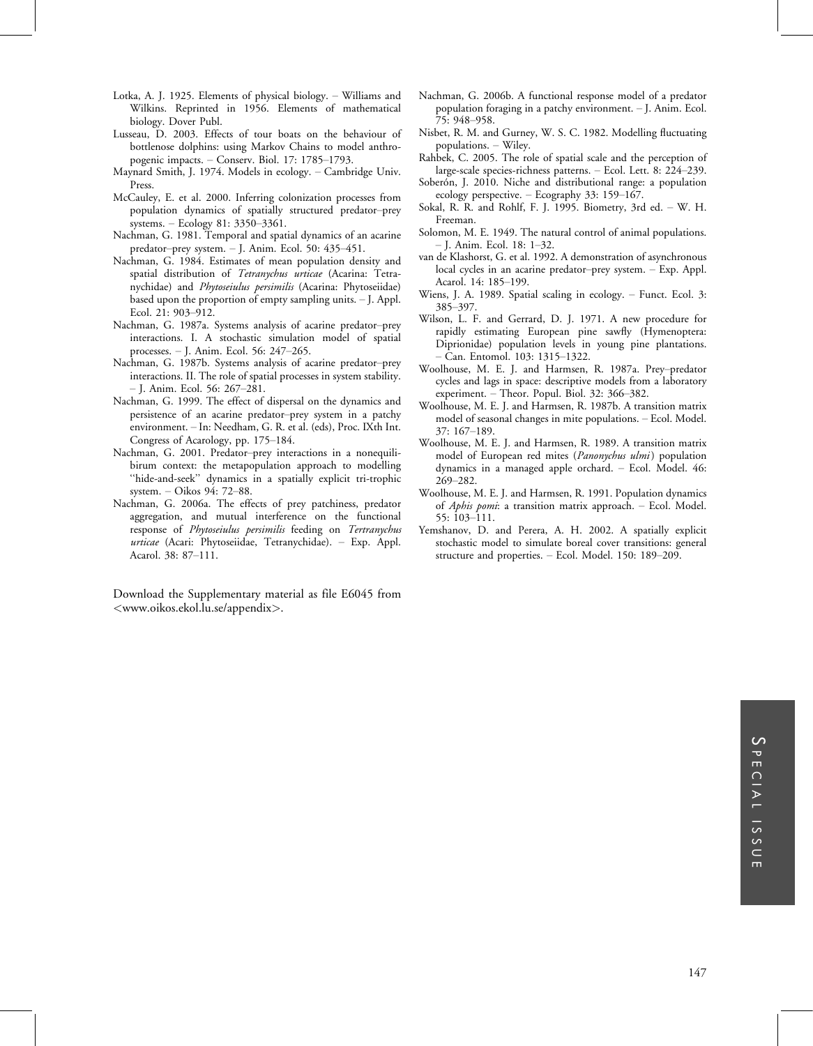Lotka, A. J. 1925. Elements of physical biology. – Williams and Wilkins. Reprinted in 1956. Elements of mathematical biology. Dover Publ.

Lusseau, D. 2003. Effects of tour boats on the behaviour of bottlenose dolphins: using Markov Chains to model anthropogenic impacts. – Conserv. Biol. 17: 1785–1793.

Maynard Smith, J. 1974. Models in ecology. – Cambridge Univ. Press.

McCauley, E. et al. 2000. Inferring colonization processes from population dynamics of spatially structured predator–prey systems. – Ecology 81: 3350–3361.

Nachman, G. 1981. Temporal and spatial dynamics of an acarine predator–prey system. – J. Anim. Ecol. 50: 435–451.

Nachman, G. 1984. Estimates of mean population density and spatial distribution of *Tetranychus urticae* (Acarina: Tetranychidae) and *Phytoseiulus persimilis* (Acarina: Phytoseiidae) based upon the proportion of empty sampling units. – J. Appl. Ecol. 21: 903–912.

Nachman, G. 1987a. Systems analysis of acarine predator–prey interactions. I. A stochastic simulation model of spatial processes. – J. Anim. Ecol. 56: 247–265.

Nachman, G. 1987b. Systems analysis of acarine predator–prey interactions. II. The role of spatial processes in system stability. – J. Anim. Ecol. 56: 267–281.

Nachman, G. 1999. The effect of dispersal on the dynamics and persistence of an acarine predator–prey system in a patchy environment. – In: Needham, G. R. et al. (eds), Proc. IXth Int. Congress of Acarology, pp. 175–184.

Nachman, G. 2001. Predator–prey interactions in a nonequilibirum context: the metapopulation approach to modelling ''hide-and-seek'' dynamics in a spatially explicit tri-trophic system. – Oikos 94: 72–88.

Nachman, G. 2006a. The effects of prey patchiness, predator aggregation, and mutual interference on the functional response of *Phytoseiulus persimilis* feeding on *Tertranychus urticae* (Acari: Phytoseiidae, Tetranychidae). – Exp. Appl. Acarol. 38: 87–111.

Nachman, G. 2006b. A functional response model of a predator population foraging in a patchy environment. – J. Anim. Ecol. 75: 948–958.

Nisbet, R. M. and Gurney, W. S. C. 1982. Modelling fluctuating populations. – Wiley.

Rahbek, C. 2005. The role of spatial scale and the perception of large-scale species-richness patterns. – Ecol. Lett. 8: 224–239.

Soberón, J. 2010. Niche and distributional range: a population ecology perspective. – Ecography 33: 159–167.

Sokal, R. R. and Rohlf, F. J. 1995. Biometry, 3rd ed. – W. H. Freeman.

Solomon, M. E. 1949. The natural control of animal populations. – J. Anim. Ecol. 18: 1–32.

van de Klashorst, G. et al. 1992. A demonstration of asynchronous local cycles in an acarine predator–prey system. – Exp. Appl. Acarol. 14: 185–199.

Wiens, J. A. 1989. Spatial scaling in ecology. – Funct. Ecol. 3: 385–397.

Wilson, L. F. and Gerrard, D. J. 1971. A new procedure for rapidly estimating European pine sawfly (Hymenoptera: Diprionidae) population levels in young pine plantations. – Can. Entomol. 103: 1315–1322.

Woolhouse, M. E. J. and Harmsen, R. 1987a. Prey–predator cycles and lags in space: descriptive models from a laboratory experiment. – Theor. Popul. Biol. 32: 366–382.

Woolhouse, M. E. J. and Harmsen, R. 1987b. A transition matrix model of seasonal changes in mite populations. – Ecol. Model. 37: 167–189.

Woolhouse, M. E. J. and Harmsen, R. 1989. A transition matrix model of European red mites (*Panonychus ulmi*) population dynamics in a managed apple orchard. – Ecol. Model. 46: 269–282.

Woolhouse, M. E. J. and Harmsen, R. 1991. Population dynamics of *Aphis pomi*: a transition matrix approach. – Ecol. Model. 55: 103–111.

Yemshanov, D. and Perera, A. H. 2002. A spatially explicit stochastic model to simulate boreal cover transitions: general structure and properties. – Ecol. Model. 150: 189–209.

Download the Supplementary material as file E6045 from <www.oikos.ekol.lu.se/appendix>.